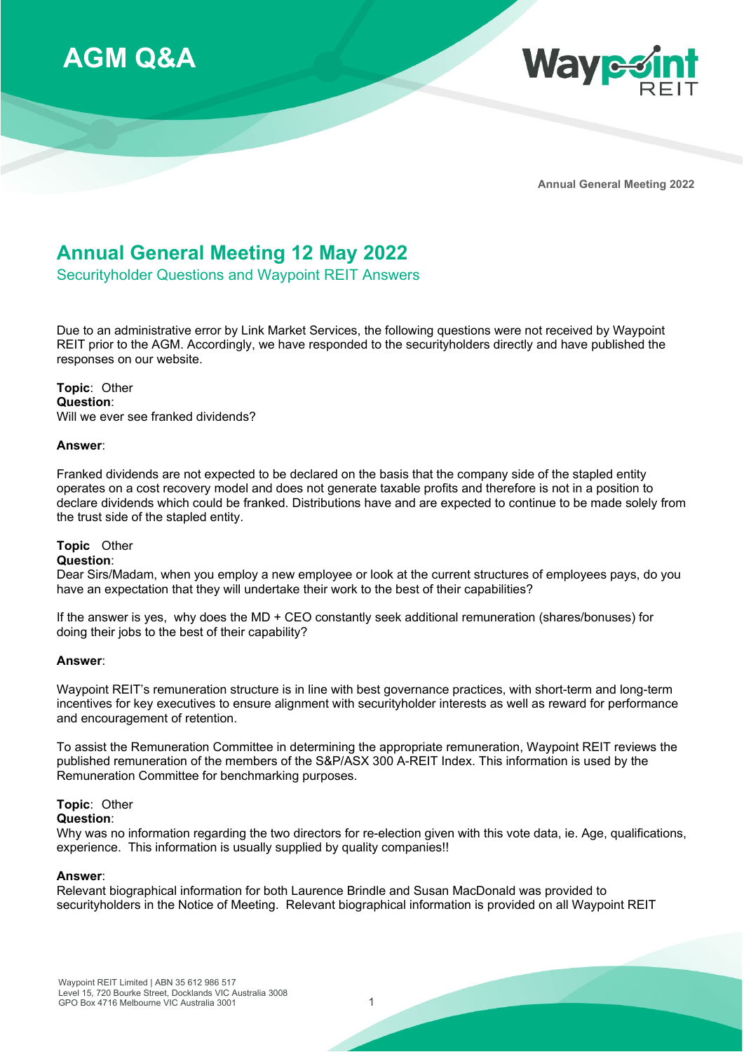# AGM Q&A

Annual General Meeting 2022

## Annual General Meeting 12 May 2022

Securityholder Questions and Waypoint REIT Answers

Due to an administrative error by Link Market Services, the following questions were not received by Waypoint REIT prior to the AGM. Accordingly, we have responded to the securityholders directly and have published the responses on our website.

**Topic**: Other
**Question**:
Will we ever see franked dividends?

**Answer**:

Franked dividends are not expected to be declared on the basis that the company side of the stapled entity operates on a cost recovery model and does not generate taxable profits and therefore is not in a position to declare dividends which could be franked. Distributions have and are expected to continue to be made solely from the trust side of the stapled entity.

**Topic** Other
**Question**:
Dear Sirs/Madam, when you employ a new employee or look at the current structures of employees pays, do you have an expectation that they will undertake their work to the best of their capabilities?

If the answer is yes, why does the MD + CEO constantly seek additional remuneration (shares/bonuses) for doing their jobs to the best of their capability?

**Answer**:

Waypoint REIT's remuneration structure is in line with best governance practices, with short-term and long-term incentives for key executives to ensure alignment with securityholder interests as well as reward for performance and encouragement of retention.

To assist the Remuneration Committee in determining the appropriate remuneration, Waypoint REIT reviews the published remuneration of the members of the S&P/ASX 300 A-REIT Index. This information is used by the Remuneration Committee for benchmarking purposes.

**Topic**: Other
**Question**:
Why was no information regarding the two directors for re-election given with this vote data, ie. Age, qualifications, experience. This information is usually supplied by quality companies!!

**Answer**:
Relevant biographical information for both Laurence Brindle and Susan MacDonald was provided to securityholders in the Notice of Meeting. Relevant biographical information is provided on all Waypoint REIT

Waypoint REIT Limited | ABN 35 612 986 517
Level 15, 720 Bourke Street, Docklands VIC Australia 3008
GPO Box 4716 Melbourne VIC Australia 3001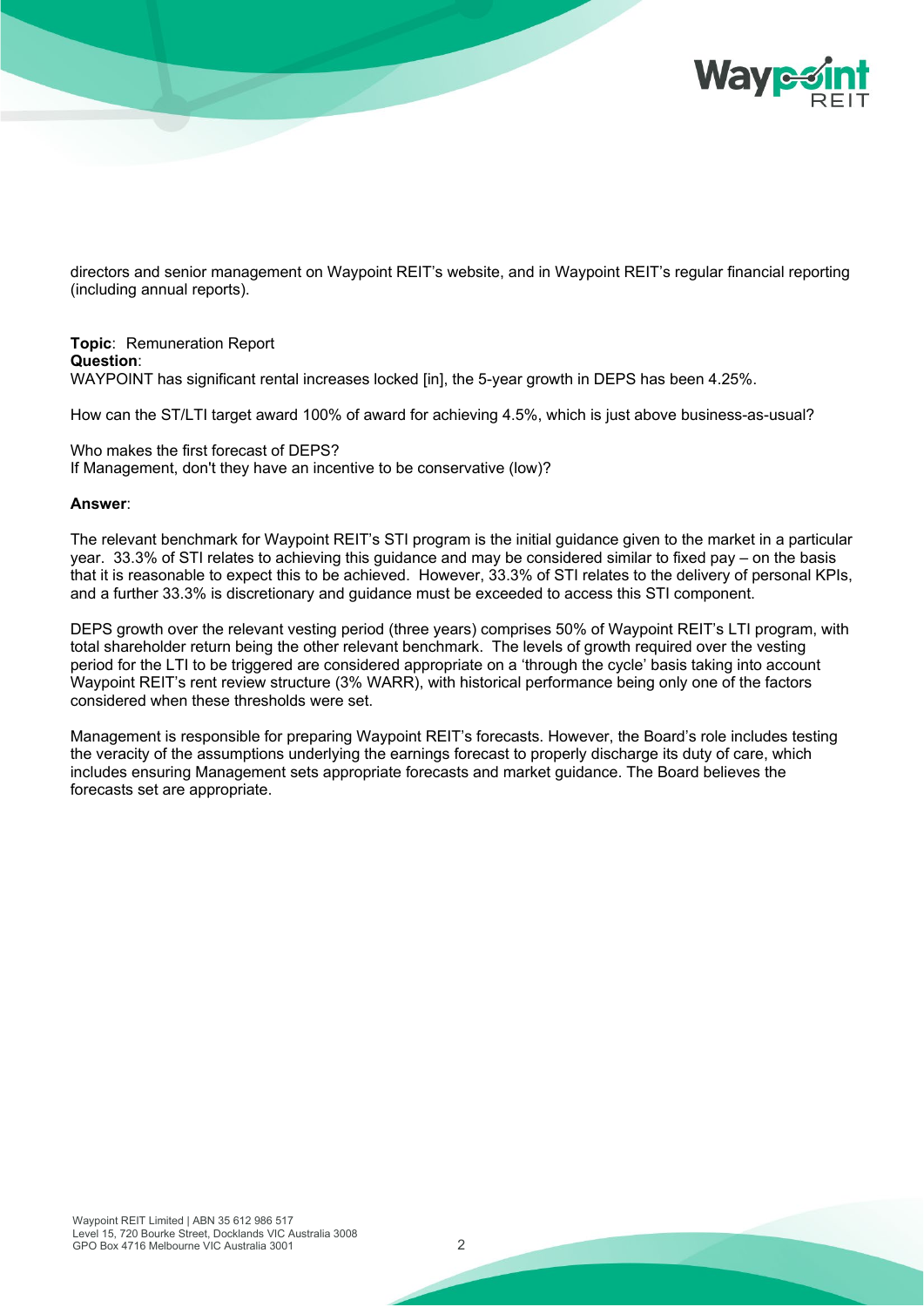directors and senior management on Waypoint REIT's website, and in Waypoint REIT's regular financial reporting (including annual reports).

**Topic**: Remuneration Report
**Question**:
WAYPOINT has significant rental increases locked [in], the 5-year growth in DEPS has been 4.25%.

How can the ST/LTI target award 100% of award for achieving 4.5%, which is just above business-as-usual?

Who makes the first forecast of DEPS?
If Management, don't they have an incentive to be conservative (low)?

**Answer**:

The relevant benchmark for Waypoint REIT's STI program is the initial guidance given to the market in a particular year. 33.3% of STI relates to achieving this guidance and may be considered similar to fixed pay – on the basis that it is reasonable to expect this to be achieved. However, 33.3% of STI relates to the delivery of personal KPIs, and a further 33.3% is discretionary and guidance must be exceeded to access this STI component.

DEPS growth over the relevant vesting period (three years) comprises 50% of Waypoint REIT's LTI program, with total shareholder return being the other relevant benchmark. The levels of growth required over the vesting period for the LTI to be triggered are considered appropriate on a 'through the cycle' basis taking into account Waypoint REIT's rent review structure (3% WARR), with historical performance being only one of the factors considered when these thresholds were set.

Management is responsible for preparing Waypoint REIT's forecasts. However, the Board's role includes testing the veracity of the assumptions underlying the earnings forecast to properly discharge its duty of care, which includes ensuring Management sets appropriate forecasts and market guidance. The Board believes the forecasts set are appropriate.